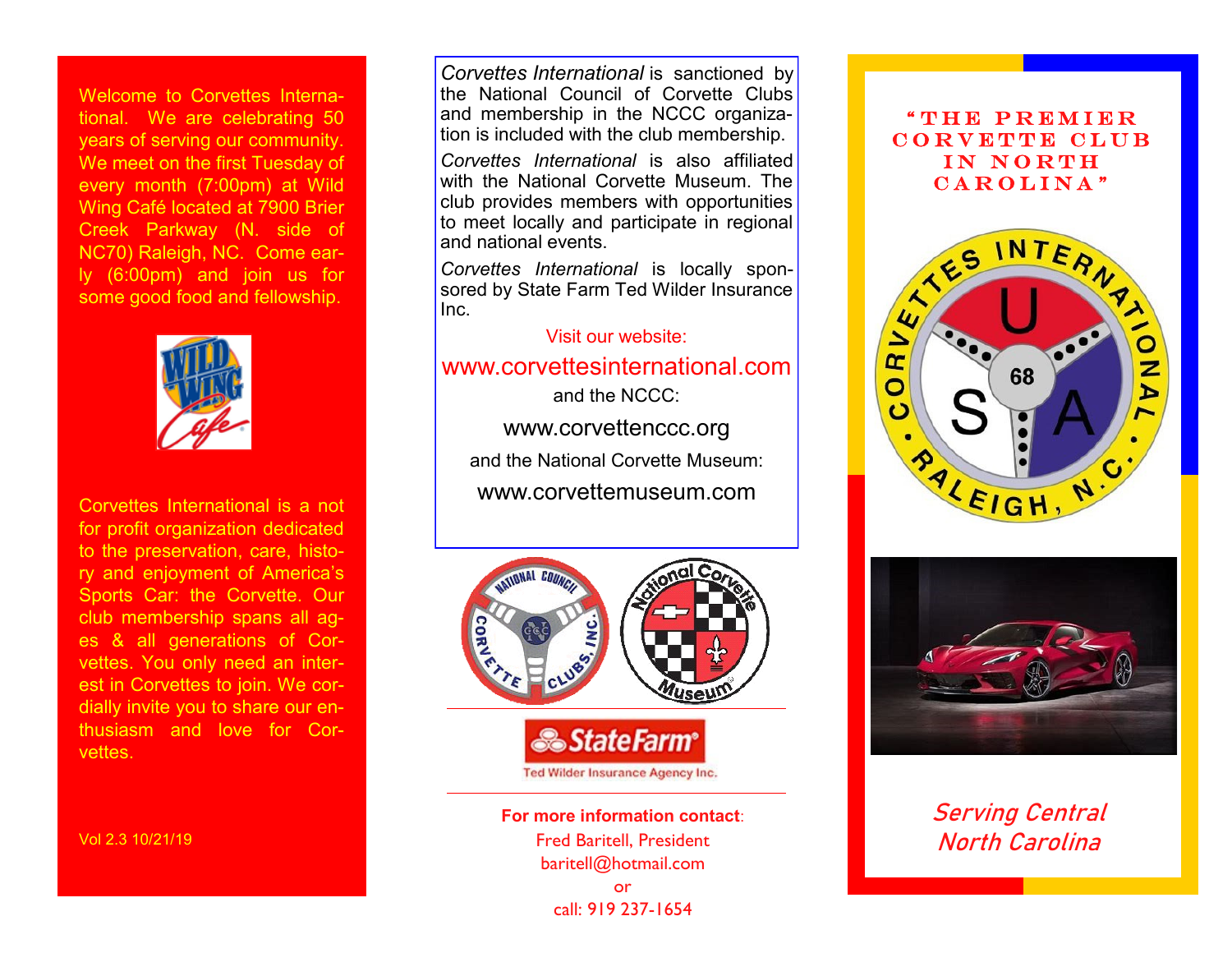Welcome to Corvettes International. We are celebrating 50 years of serving our community. We meet on the first Tuesday of every month (7:00pm) at Wild Wing Café located at 7900 Brier Creek Parkway (N. side of NC70) Raleigh, NC. Come early (6:00pm) and join us for some good food and fellowship.

Corvettes International is a not for profit organization dedicated to the preservation, care, history and enjoyment of America's Sports Car: the Corvette. Our club membership spans all ages & all generations of Corvettes. You only need an interest in Corvettes to join. We cordially invite you to share our enthusiasm and love for Corvettes.

Vol 2.3 10/21/19

*Corvettes International* is sanctioned by the National Council of Corvette Clubs and membership in the NCCC organization is included with the club membership.

*Corvettes International* is also affiliated with the National Corvette Museum. The club provides members with opportunities to meet locally and participate in regional and national events.

*Corvettes International* is locally sponsored by State Farm Ted Wilder Insurance Inc.

Visit our website:

www.corvettesinternational.com

and the NCCC:

www.corvettenccc.org

and the National Corvette Museum:

www.corvettemuseum.com

StateFarm
Ted Wilder Insurance Agency Inc.

**For more information contact**:

Fred Baritell, President
baritell@hotmail.com
or
call: 919 237-1654

# "THE PREMIER CORVETTE CLUB IN NORTH CAROLINA"

CORVETTES INTERNATIONAL
USA 68
RALEIGH, N.C.

*Serving Central North Carolina*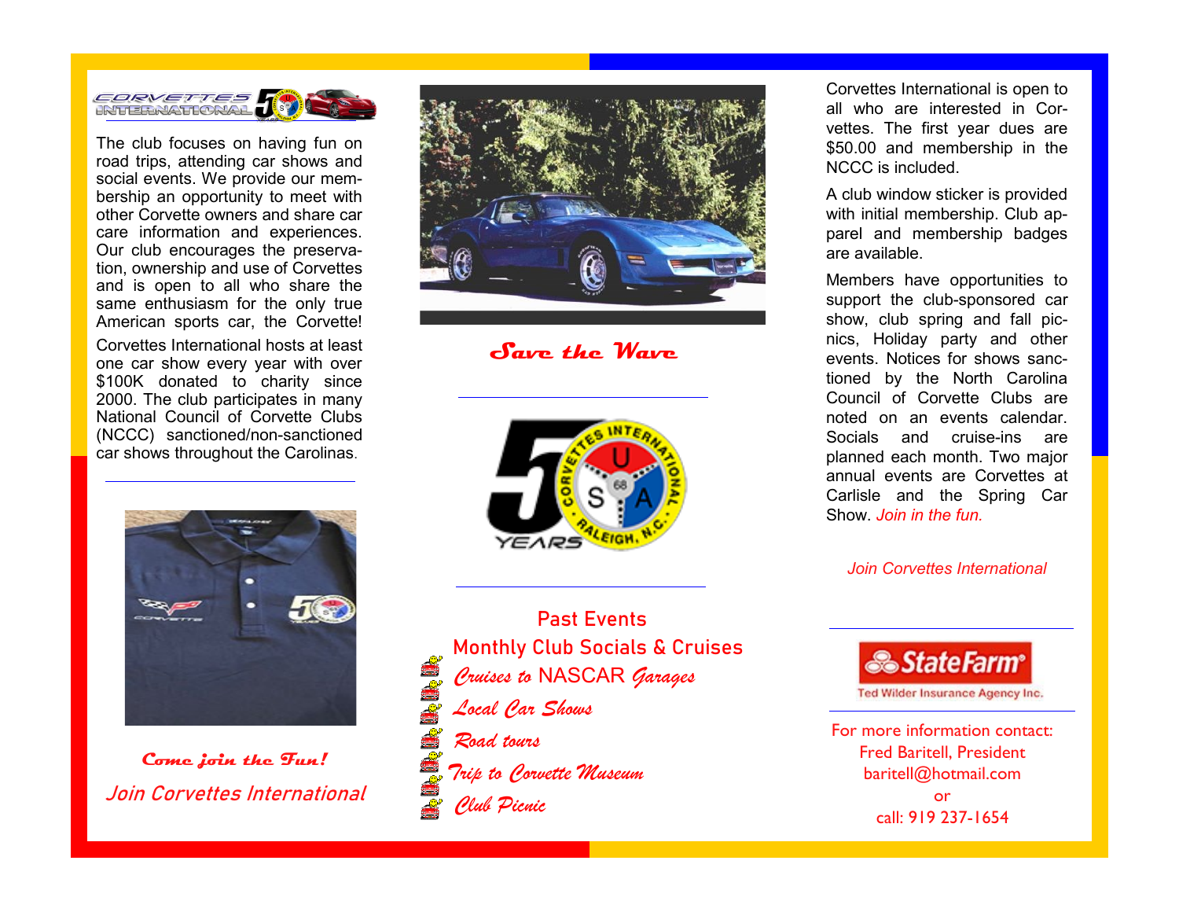The club focuses on having fun on road trips, attending car shows and social events. We provide our membership an opportunity to meet with other Corvette owners and share car care information and experiences. Our club encourages the preservation, ownership and use of Corvettes and is open to all who share the same enthusiasm for the only true American sports car, the Corvette!

Corvettes International hosts at least one car show every year with over $100K donated to charity since 2000. The club participates in many National Council of Corvette Clubs (NCCC) sanctioned/non-sanctioned car shows throughout the Carolinas.

*Come join the Fun!*

*Join Corvettes International*

*Save the Wave*

## Past Events

Monthly Club Socials & Cruises

- *Cruises to NASCAR Garages*
- *Local Car Shows*
- *Road tours*
- *Trip to Corvette Museum*
- *Club Picnic*

Corvettes International is open to all who are interested in Corvettes. The first year dues are $50.00 and membership in the NCCC is included.

A club window sticker is provided with initial membership. Club apparel and membership badges are available.

Members have opportunities to support the club-sponsored car show, club spring and fall picnics, Holiday party and other events. Notices for shows sanctioned by the North Carolina Council of Corvette Clubs are noted on an events calendar. Socials and cruise-ins are planned each month. Two major annual events are Corvettes at Carlisle and the Spring Car Show. *Join in the fun.*

*Join Corvettes International*

StateFarm
Ted Wilder Insurance Agency Inc.

For more information contact:
Fred Baritell, President
baritell@hotmail.com
or
call: 919 237-1654